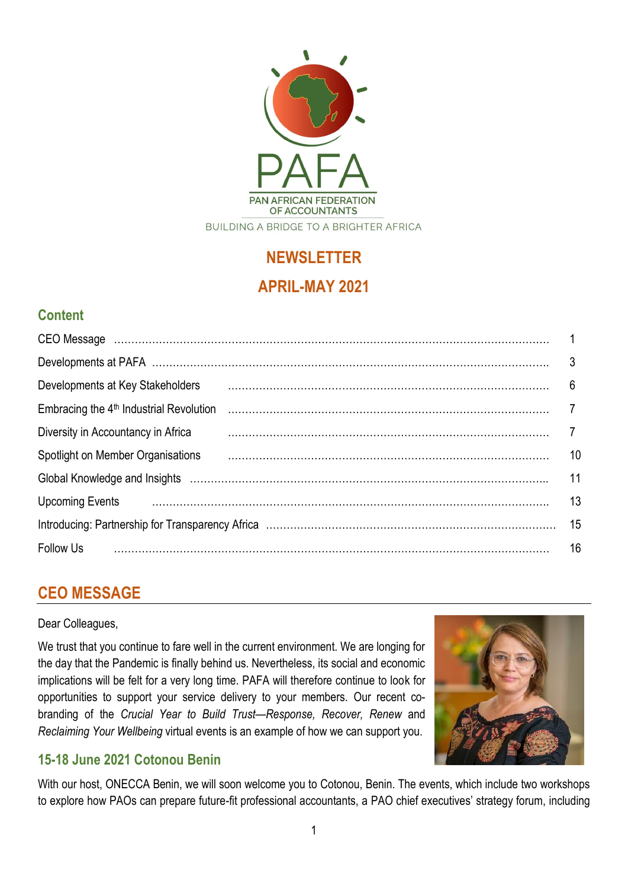PAFA

PAN AFRICAN FEDERATION OF ACCOUNTANTS

BUILDING A BRIDGE TO A BRIGHTER AFRICA

# NEWSLETTER

# APRIL-MAY 2021

## Content

| | |
|---|---|
| CEO Message | 1 |
| Developments at PAFA | 3 |
| Developments at Key Stakeholders | 6 |
| Embracing the 4th Industrial Revolution | 7 |
| Diversity in Accountancy in Africa | 7 |
| Spotlight on Member Organisations | 10 |
| Global Knowledge and Insights | 11 |
| Upcoming Events | 13 |
| Introducing: Partnership for Transparency Africa | 15 |
| Follow Us | 16 |

## CEO MESSAGE

Dear Colleagues,

We trust that you continue to fare well in the current environment. We are longing for the day that the Pandemic is finally behind us. Nevertheless, its social and economic implications will be felt for a very long time. PAFA will therefore continue to look for opportunities to support your service delivery to your members. Our recent co-branding of the *Crucial Year to Build Trust—Response, Recover, Renew* and *Reclaiming Your Wellbeing* virtual events is an example of how we can support you.

### 15-18 June 2021 Cotonou Benin

With our host, ONECCA Benin, we will soon welcome you to Cotonou, Benin. The events, which include two workshops to explore how PAOs can prepare future-fit professional accountants, a PAO chief executives' strategy forum, including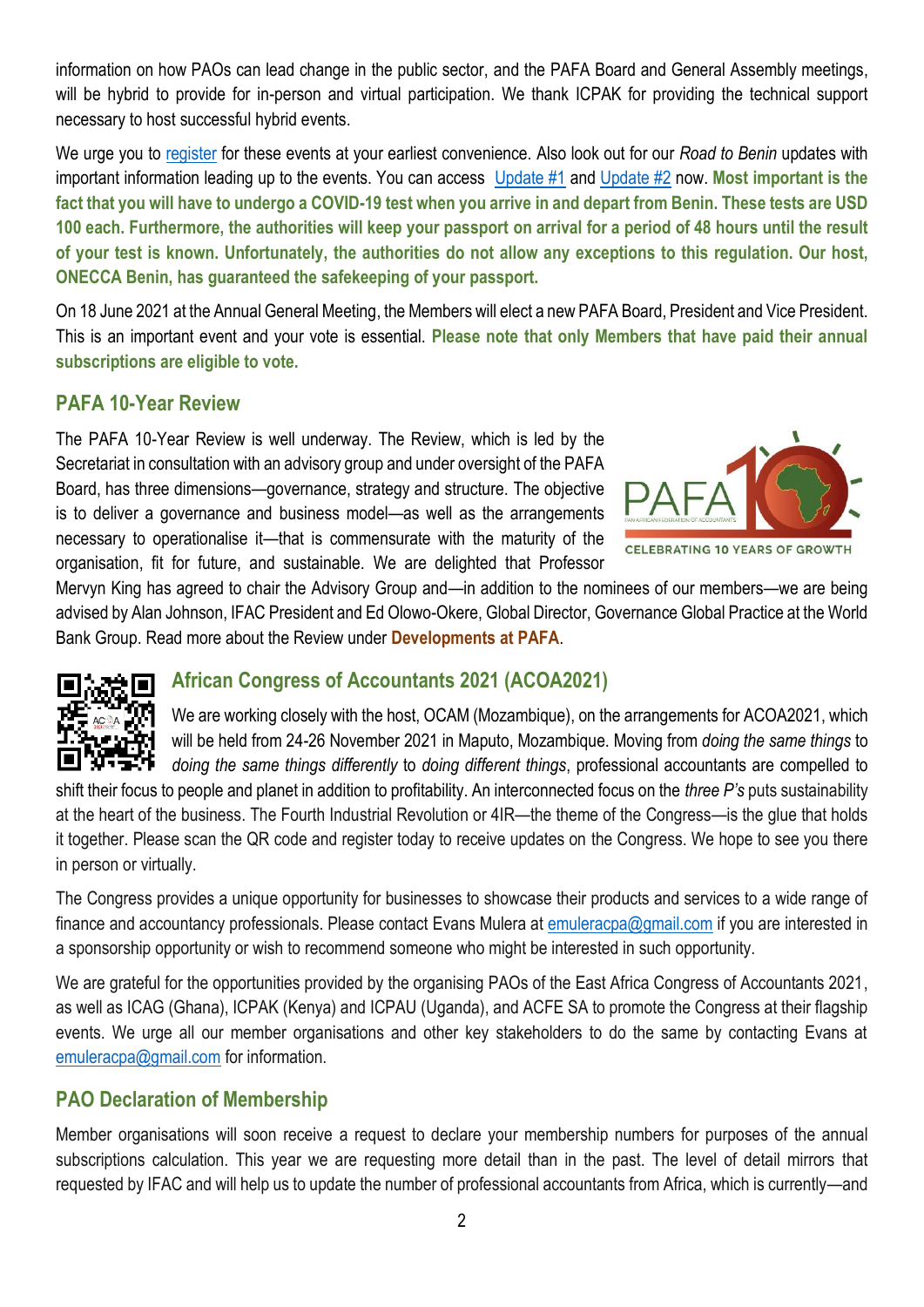information on how PAOs can lead change in the public sector, and the PAFA Board and General Assembly meetings, will be hybrid to provide for in-person and virtual participation. We thank ICPAK for providing the technical support necessary to host successful hybrid events.

We urge you to [register](#) for these events at your earliest convenience. Also look out for our *Road to Benin* updates with important information leading up to the events. You can access [Update #1](#) and [Update #2](#) now. **Most important is the fact that you will have to undergo a COVID-19 test when you arrive in and depart from Benin. These tests are USD 100 each. Furthermore, the authorities will keep your passport on arrival for a period of 48 hours until the result of your test is known. Unfortunately, the authorities do not allow any exceptions to this regulation. Our host, ONECCA Benin, has guaranteed the safekeeping of your passport.**

On 18 June 2021 at the Annual General Meeting, the Members will elect a new PAFA Board, President and Vice President. This is an important event and your vote is essential. **Please note that only Members that have paid their annual subscriptions are eligible to vote.**

## PAFA 10-Year Review

The PAFA 10-Year Review is well underway. The Review, which is led by the Secretariat in consultation with an advisory group and under oversight of the PAFA Board, has three dimensions—governance, strategy and structure. The objective is to deliver a governance and business model—as well as the arrangements necessary to operationalise it—that is commensurate with the maturity of the organisation, fit for future, and sustainable. We are delighted that Professor Mervyn King has agreed to chair the Advisory Group and—in addition to the nominees of our members—we are being advised by Alan Johnson, IFAC President and Ed Olowo-Okere, Global Director, Governance Global Practice at the World Bank Group. Read more about the Review under **Developments at PAFA**.

## African Congress of Accountants 2021 (ACOA2021)

We are working closely with the host, OCAM (Mozambique), on the arrangements for ACOA2021, which will be held from 24-26 November 2021 in Maputo, Mozambique. Moving from *doing the same things* to *doing the same things differently* to *doing different things*, professional accountants are compelled to shift their focus to people and planet in addition to profitability. An interconnected focus on the *three P's* puts sustainability at the heart of the business. The Fourth Industrial Revolution or 4IR—the theme of the Congress—is the glue that holds it together. Please scan the QR code and register today to receive updates on the Congress. We hope to see you there in person or virtually.

The Congress provides a unique opportunity for businesses to showcase their products and services to a wide range of finance and accountancy professionals. Please contact Evans Mulera at emuleracpa@gmail.com if you are interested in a sponsorship opportunity or wish to recommend someone who might be interested in such opportunity.

We are grateful for the opportunities provided by the organising PAOs of the East Africa Congress of Accountants 2021, as well as ICAG (Ghana), ICPAK (Kenya) and ICPAU (Uganda), and ACFE SA to promote the Congress at their flagship events. We urge all our member organisations and other key stakeholders to do the same by contacting Evans at emuleracpa@gmail.com for information.

## PAO Declaration of Membership

Member organisations will soon receive a request to declare your membership numbers for purposes of the annual subscriptions calculation. This year we are requesting more detail than in the past. The level of detail mirrors that requested by IFAC and will help us to update the number of professional accountants from Africa, which is currently—and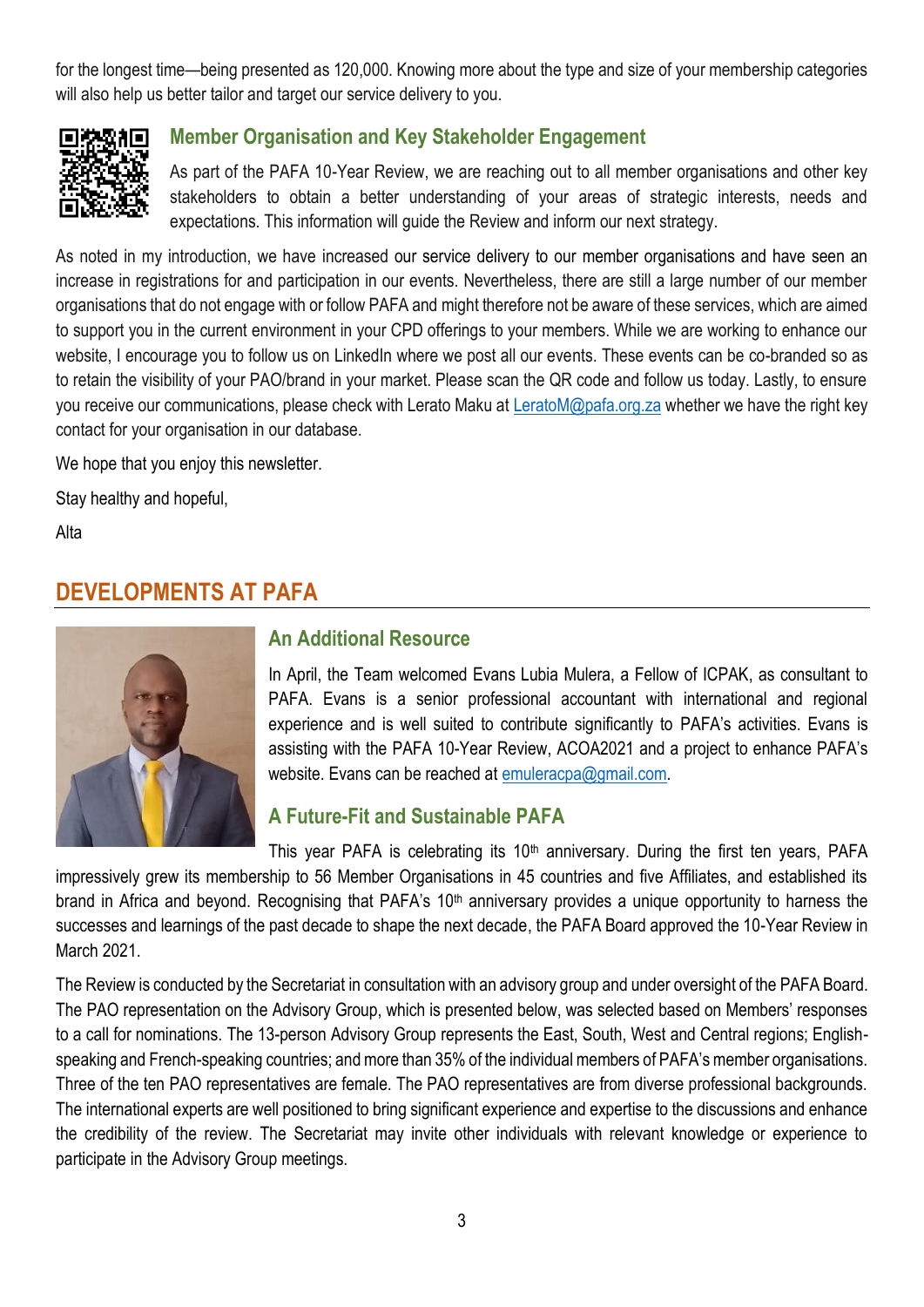for the longest time—being presented as 120,000. Knowing more about the type and size of your membership categories will also help us better tailor and target our service delivery to you.

### Member Organisation and Key Stakeholder Engagement

As part of the PAFA 10-Year Review, we are reaching out to all member organisations and other key stakeholders to obtain a better understanding of your areas of strategic interests, needs and expectations. This information will guide the Review and inform our next strategy.

As noted in my introduction, we have increased our service delivery to our member organisations and have seen an increase in registrations for and participation in our events. Nevertheless, there are still a large number of our member organisations that do not engage with or follow PAFA and might therefore not be aware of these services, which are aimed to support you in the current environment in your CPD offerings to your members. While we are working to enhance our website, I encourage you to follow us on LinkedIn where we post all our events. These events can be co-branded so as to retain the visibility of your PAO/brand in your market. Please scan the QR code and follow us today. Lastly, to ensure you receive our communications, please check with Lerato Maku at LeratoM@pafa.org.za whether we have the right key contact for your organisation in our database.

We hope that you enjoy this newsletter.

Stay healthy and hopeful,

Alta

## DEVELOPMENTS AT PAFA

### An Additional Resource

In April, the Team welcomed Evans Lubia Mulera, a Fellow of ICPAK, as consultant to PAFA. Evans is a senior professional accountant with international and regional experience and is well suited to contribute significantly to PAFA's activities. Evans is assisting with the PAFA 10-Year Review, ACOA2021 and a project to enhance PAFA's website. Evans can be reached at emuleracpa@gmail.com.

### A Future-Fit and Sustainable PAFA

This year PAFA is celebrating its 10th anniversary. During the first ten years, PAFA impressively grew its membership to 56 Member Organisations in 45 countries and five Affiliates, and established its brand in Africa and beyond. Recognising that PAFA's 10th anniversary provides a unique opportunity to harness the successes and learnings of the past decade to shape the next decade, the PAFA Board approved the 10-Year Review in March 2021.

The Review is conducted by the Secretariat in consultation with an advisory group and under oversight of the PAFA Board. The PAO representation on the Advisory Group, which is presented below, was selected based on Members' responses to a call for nominations. The 13-person Advisory Group represents the East, South, West and Central regions; English-speaking and French-speaking countries; and more than 35% of the individual members of PAFA's member organisations. Three of the ten PAO representatives are female. The PAO representatives are from diverse professional backgrounds. The international experts are well positioned to bring significant experience and expertise to the discussions and enhance the credibility of the review. The Secretariat may invite other individuals with relevant knowledge or experience to participate in the Advisory Group meetings.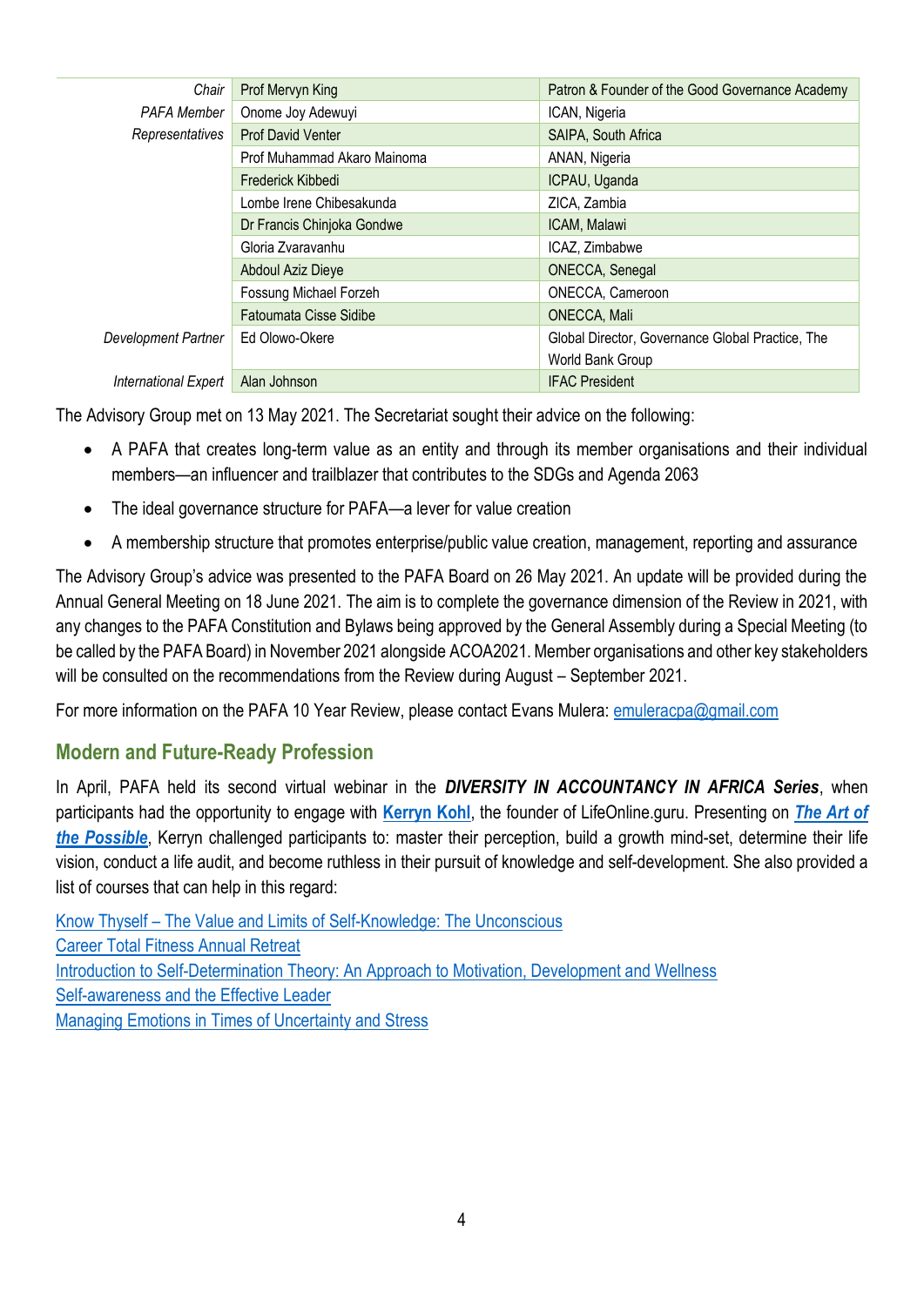| | | |
|---|---|---|
| *Chair* | Prof Mervyn King | Patron & Founder of the Good Governance Academy |
| *PAFA Member Representatives* | Onome Joy Adewuyi | ICAN, Nigeria |
| | Prof David Venter | SAIPA, South Africa |
| | Prof Muhammad Akaro Mainoma | ANAN, Nigeria |
| | Frederick Kibbedi | ICPAU, Uganda |
| | Lombe Irene Chibesakunda | ZICA, Zambia |
| | Dr Francis Chinjoka Gondwe | ICAM, Malawi |
| | Gloria Zvaravanhu | ICAZ, Zimbabwe |
| | Abdoul Aziz Dieye | ONECCA, Senegal |
| | Fossung Michael Forzeh | ONECCA, Cameroon |
| | Fatoumata Cisse Sidibe | ONECCA, Mali |
| *Development Partner* | Ed Olowo-Okere | Global Director, Governance Global Practice, The World Bank Group |
| *International Expert* | Alan Johnson | IFAC President |

The Advisory Group met on 13 May 2021. The Secretariat sought their advice on the following:

- A PAFA that creates long-term value as an entity and through its member organisations and their individual members—an influencer and trailblazer that contributes to the SDGs and Agenda 2063
- The ideal governance structure for PAFA—a lever for value creation
- A membership structure that promotes enterprise/public value creation, management, reporting and assurance

The Advisory Group's advice was presented to the PAFA Board on 26 May 2021. An update will be provided during the Annual General Meeting on 18 June 2021. The aim is to complete the governance dimension of the Review in 2021, with any changes to the PAFA Constitution and Bylaws being approved by the General Assembly during a Special Meeting (to be called by the PAFA Board) in November 2021 alongside ACOA2021. Member organisations and other key stakeholders will be consulted on the recommendations from the Review during August – September 2021.

For more information on the PAFA 10 Year Review, please contact Evans Mulera: emuleracpa@gmail.com

## Modern and Future-Ready Profession

In April, PAFA held its second virtual webinar in the ***DIVERSITY IN ACCOUNTANCY IN AFRICA Series***, when participants had the opportunity to engage with **Kerryn Kohl**, the founder of LifeOnline.guru. Presenting on ***The Art of the Possible***, Kerryn challenged participants to: master their perception, build a growth mind-set, determine their life vision, conduct a life audit, and become ruthless in their pursuit of knowledge and self-development. She also provided a list of courses that can help in this regard:

Know Thyself – The Value and Limits of Self-Knowledge: The Unconscious
Career Total Fitness Annual Retreat
Introduction to Self-Determination Theory: An Approach to Motivation, Development and Wellness
Self-awareness and the Effective Leader
Managing Emotions in Times of Uncertainty and Stress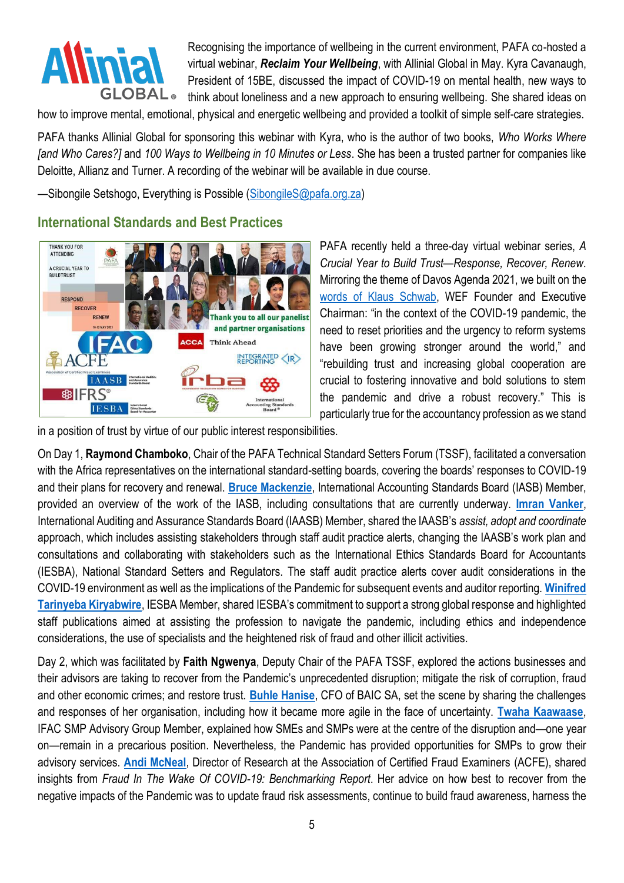Recognising the importance of wellbeing in the current environment, PAFA co-hosted a virtual webinar, ***Reclaim Your Wellbeing***, with Allinial Global in May. Kyra Cavanaugh, President of 15BE, discussed the impact of COVID-19 on mental health, new ways to think about loneliness and a new approach to ensuring wellbeing. She shared ideas on how to improve mental, emotional, physical and energetic wellbeing and provided a toolkit of simple self-care strategies.

PAFA thanks Allinial Global for sponsoring this webinar with Kyra, who is the author of two books, *Who Works Where [and Who Cares?]* and *100 Ways to Wellbeing in 10 Minutes or Less*. She has been a trusted partner for companies like Deloitte, Allianz and Turner. A recording of the webinar will be available in due course.

—Sibongile Setshogo, Everything is Possible (SibongileS@pafa.org.za)

## International Standards and Best Practices

PAFA recently held a three-day virtual webinar series, *A Crucial Year to Build Trust—Response, Recover, Renew*. Mirroring the theme of Davos Agenda 2021, we built on the words of Klaus Schwab, WEF Founder and Executive Chairman: "in the context of the COVID-19 pandemic, the need to reset priorities and the urgency to reform systems have been growing stronger around the world," and "rebuilding trust and increasing global cooperation are crucial to fostering innovative and bold solutions to stem the pandemic and drive a robust recovery." This is particularly true for the accountancy profession as we stand in a position of trust by virtue of our public interest responsibilities.

On Day 1, **Raymond Chamboko**, Chair of the PAFA Technical Standard Setters Forum (TSSF), facilitated a conversation with the Africa representatives on the international standard-setting boards, covering the boards' responses to COVID-19 and their plans for recovery and renewal. **Bruce Mackenzie**, International Accounting Standards Board (IASB) Member, provided an overview of the work of the IASB, including consultations that are currently underway. **Imran Vanker**, International Auditing and Assurance Standards Board (IAASB) Member, shared the IAASB's *assist, adopt and coordinate* approach, which includes assisting stakeholders through staff audit practice alerts, changing the IAASB's work plan and consultations and collaborating with stakeholders such as the International Ethics Standards Board for Accountants (IESBA), National Standard Setters and Regulators. The staff audit practice alerts cover audit considerations in the COVID-19 environment as well as the implications of the Pandemic for subsequent events and auditor reporting. **Winifred Tarinyeba Kiryabwire**, IESBA Member, shared IESBA's commitment to support a strong global response and highlighted staff publications aimed at assisting the profession to navigate the pandemic, including ethics and independence considerations, the use of specialists and the heightened risk of fraud and other illicit activities.

Day 2, which was facilitated by **Faith Ngwenya**, Deputy Chair of the PAFA TSSF, explored the actions businesses and their advisors are taking to recover from the Pandemic's unprecedented disruption; mitigate the risk of corruption, fraud and other economic crimes; and restore trust. **Buhle Hanise**, CFO of BAIC SA, set the scene by sharing the challenges and responses of her organisation, including how it became more agile in the face of uncertainty. **Twaha Kaawaase**, IFAC SMP Advisory Group Member, explained how SMEs and SMPs were at the centre of the disruption and—one year on—remain in a precarious position. Nevertheless, the Pandemic has provided opportunities for SMPs to grow their advisory services. **Andi McNeal**, Director of Research at the Association of Certified Fraud Examiners (ACFE), shared insights from *Fraud In The Wake Of COVID-19: Benchmarking Report*. Her advice on how best to recover from the negative impacts of the Pandemic was to update fraud risk assessments, continue to build fraud awareness, harness the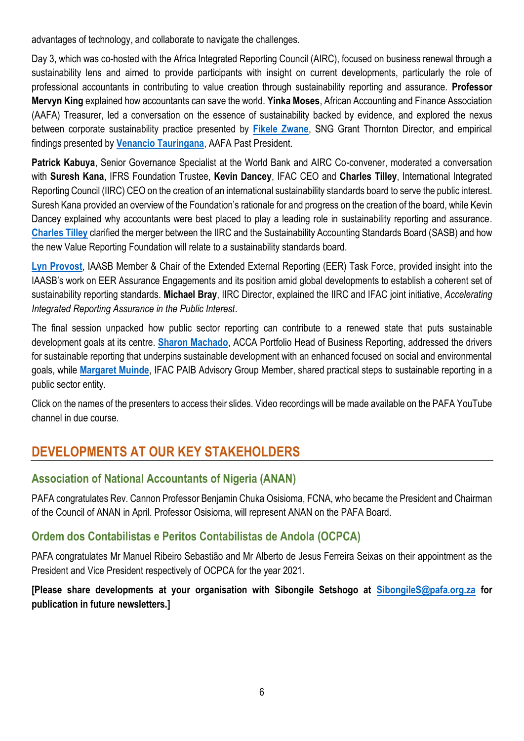advantages of technology, and collaborate to navigate the challenges.

Day 3, which was co-hosted with the Africa Integrated Reporting Council (AIRC), focused on business renewal through a sustainability lens and aimed to provide participants with insight on current developments, particularly the role of professional accountants in contributing to value creation through sustainability reporting and assurance. **Professor Mervyn King** explained how accountants can save the world. **Yinka Moses**, African Accounting and Finance Association (AAFA) Treasurer, led a conversation on the essence of sustainability backed by evidence, and explored the nexus between corporate sustainability practice presented by **Fikele Zwane**, SNG Grant Thornton Director, and empirical findings presented by **Venancio Tauringana**, AAFA Past President.

**Patrick Kabuya**, Senior Governance Specialist at the World Bank and AIRC Co-convener, moderated a conversation with **Suresh Kana**, IFRS Foundation Trustee, **Kevin Dancey**, IFAC CEO and **Charles Tilley**, International Integrated Reporting Council (IIRC) CEO on the creation of an international sustainability standards board to serve the public interest. Suresh Kana provided an overview of the Foundation's rationale for and progress on the creation of the board, while Kevin Dancey explained why accountants were best placed to play a leading role in sustainability reporting and assurance. **Charles Tilley** clarified the merger between the IIRC and the Sustainability Accounting Standards Board (SASB) and how the new Value Reporting Foundation will relate to a sustainability standards board.

**Lyn Provost**, IAASB Member & Chair of the Extended External Reporting (EER) Task Force, provided insight into the IAASB's work on EER Assurance Engagements and its position amid global developments to establish a coherent set of sustainability reporting standards. **Michael Bray**, IIRC Director, explained the IIRC and IFAC joint initiative, *Accelerating Integrated Reporting Assurance in the Public Interest*.

The final session unpacked how public sector reporting can contribute to a renewed state that puts sustainable development goals at its centre. **Sharon Machado**, ACCA Portfolio Head of Business Reporting, addressed the drivers for sustainable reporting that underpins sustainable development with an enhanced focused on social and environmental goals, while **Margaret Muinde**, IFAC PAIB Advisory Group Member, shared practical steps to sustainable reporting in a public sector entity.

Click on the names of the presenters to access their slides. Video recordings will be made available on the PAFA YouTube channel in due course.

## DEVELOPMENTS AT OUR KEY STAKEHOLDERS

### Association of National Accountants of Nigeria (ANAN)

PAFA congratulates Rev. Cannon Professor Benjamin Chuka Osisioma, FCNA, who became the President and Chairman of the Council of ANAN in April. Professor Osisioma, will represent ANAN on the PAFA Board.

### Ordem dos Contabilistas e Peritos Contabilistas de Andola (OCPCA)

PAFA congratulates Mr Manuel Ribeiro Sebastião and Mr Alberto de Jesus Ferreira Seixas on their appointment as the President and Vice President respectively of OCPCA for the year 2021.

**[Please share developments at your organisation with Sibongile Setshogo at SibongileS@pafa.org.za for publication in future newsletters.]**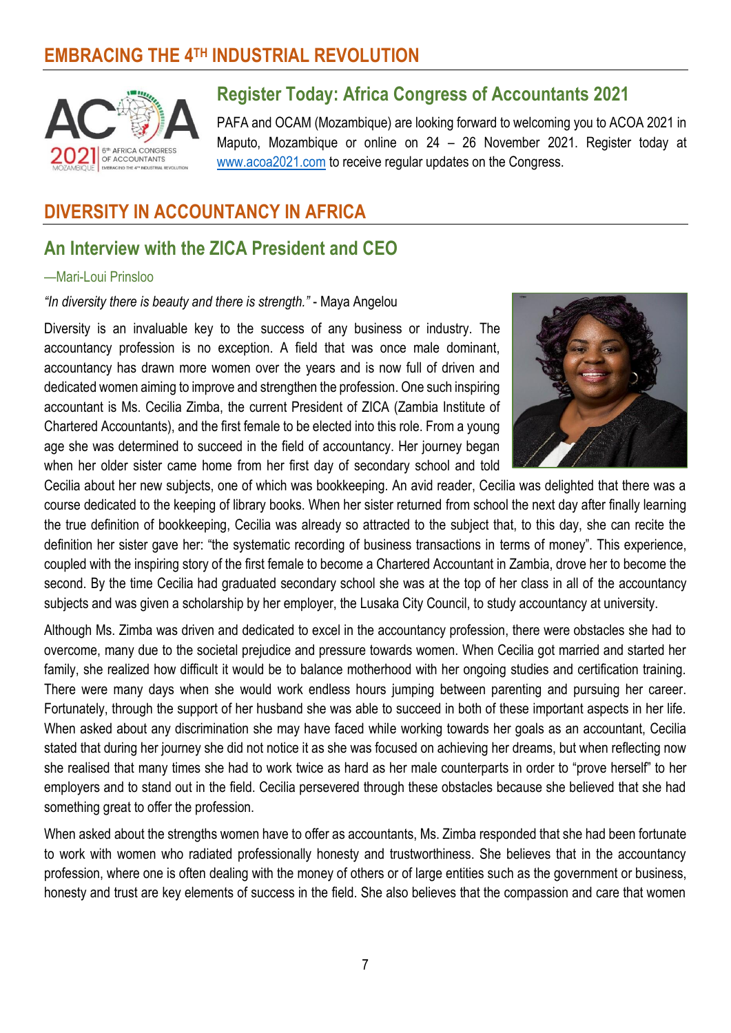## EMBRACING THE 4TH INDUSTRIAL REVOLUTION

### Register Today: Africa Congress of Accountants 2021

PAFA and OCAM (Mozambique) are looking forward to welcoming you to ACOA 2021 in Maputo, Mozambique or online on 24 – 26 November 2021. Register today at www.acoa2021.com to receive regular updates on the Congress.

## DIVERSITY IN ACCOUNTANCY IN AFRICA

### An Interview with the ZICA President and CEO

—Mari-Loui Prinsloo

*"In diversity there is beauty and there is strength."* - Maya Angelou

Diversity is an invaluable key to the success of any business or industry. The accountancy profession is no exception. A field that was once male dominant, accountancy has drawn more women over the years and is now full of driven and dedicated women aiming to improve and strengthen the profession. One such inspiring accountant is Ms. Cecilia Zimba, the current President of ZICA (Zambia Institute of Chartered Accountants), and the first female to be elected into this role. From a young age she was determined to succeed in the field of accountancy. Her journey began when her older sister came home from her first day of secondary school and told Cecilia about her new subjects, one of which was bookkeeping. An avid reader, Cecilia was delighted that there was a course dedicated to the keeping of library books. When her sister returned from school the next day after finally learning the true definition of bookkeeping, Cecilia was already so attracted to the subject that, to this day, she can recite the definition her sister gave her: "the systematic recording of business transactions in terms of money". This experience, coupled with the inspiring story of the first female to become a Chartered Accountant in Zambia, drove her to become the second. By the time Cecilia had graduated secondary school she was at the top of her class in all of the accountancy subjects and was given a scholarship by her employer, the Lusaka City Council, to study accountancy at university.

Although Ms. Zimba was driven and dedicated to excel in the accountancy profession, there were obstacles she had to overcome, many due to the societal prejudice and pressure towards women. When Cecilia got married and started her family, she realized how difficult it would be to balance motherhood with her ongoing studies and certification training. There were many days when she would work endless hours jumping between parenting and pursuing her career. Fortunately, through the support of her husband she was able to succeed in both of these important aspects in her life. When asked about any discrimination she may have faced while working towards her goals as an accountant, Cecilia stated that during her journey she did not notice it as she was focused on achieving her dreams, but when reflecting now she realised that many times she had to work twice as hard as her male counterparts in order to "prove herself" to her employers and to stand out in the field. Cecilia persevered through these obstacles because she believed that she had something great to offer the profession.

When asked about the strengths women have to offer as accountants, Ms. Zimba responded that she had been fortunate to work with women who radiated professionally honesty and trustworthiness. She believes that in the accountancy profession, where one is often dealing with the money of others or of large entities such as the government or business, honesty and trust are key elements of success in the field. She also believes that the compassion and care that women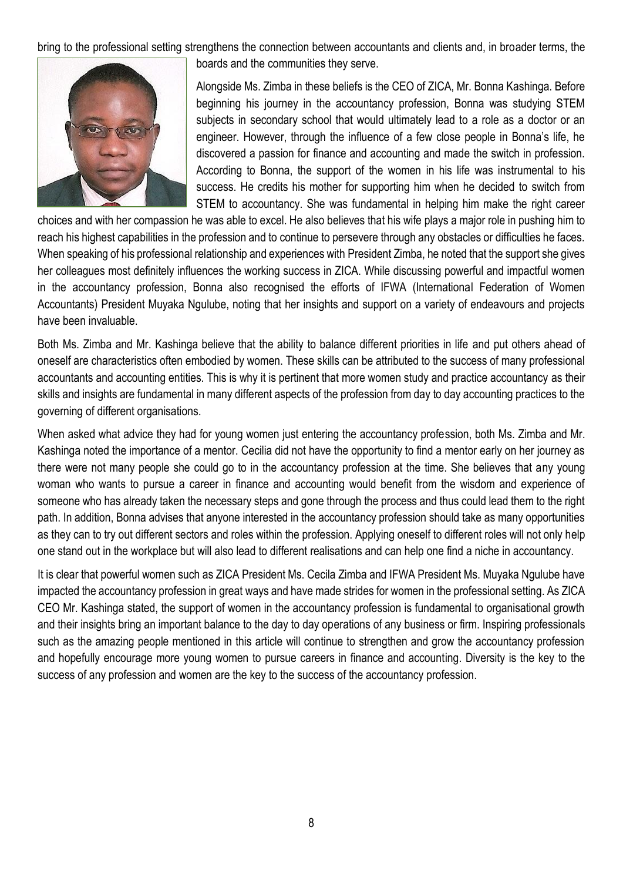bring to the professional setting strengthens the connection between accountants and clients and, in broader terms, the boards and the communities they serve.

Alongside Ms. Zimba in these beliefs is the CEO of ZICA, Mr. Bonna Kashinga. Before beginning his journey in the accountancy profession, Bonna was studying STEM subjects in secondary school that would ultimately lead to a role as a doctor or an engineer. However, through the influence of a few close people in Bonna's life, he discovered a passion for finance and accounting and made the switch in profession. According to Bonna, the support of the women in his life was instrumental to his success. He credits his mother for supporting him when he decided to switch from STEM to accountancy. She was fundamental in helping him make the right career choices and with her compassion he was able to excel. He also believes that his wife plays a major role in pushing him to reach his highest capabilities in the profession and to continue to persevere through any obstacles or difficulties he faces. When speaking of his professional relationship and experiences with President Zimba, he noted that the support she gives her colleagues most definitely influences the working success in ZICA. While discussing powerful and impactful women in the accountancy profession, Bonna also recognised the efforts of IFWA (International Federation of Women Accountants) President Muyaka Ngulube, noting that her insights and support on a variety of endeavours and projects have been invaluable.

Both Ms. Zimba and Mr. Kashinga believe that the ability to balance different priorities in life and put others ahead of oneself are characteristics often embodied by women. These skills can be attributed to the success of many professional accountants and accounting entities. This is why it is pertinent that more women study and practice accountancy as their skills and insights are fundamental in many different aspects of the profession from day to day accounting practices to the governing of different organisations.

When asked what advice they had for young women just entering the accountancy profession, both Ms. Zimba and Mr. Kashinga noted the importance of a mentor. Cecilia did not have the opportunity to find a mentor early on her journey as there were not many people she could go to in the accountancy profession at the time. She believes that any young woman who wants to pursue a career in finance and accounting would benefit from the wisdom and experience of someone who has already taken the necessary steps and gone through the process and thus could lead them to the right path. In addition, Bonna advises that anyone interested in the accountancy profession should take as many opportunities as they can to try out different sectors and roles within the profession. Applying oneself to different roles will not only help one stand out in the workplace but will also lead to different realisations and can help one find a niche in accountancy.

It is clear that powerful women such as ZICA President Ms. Cecila Zimba and IFWA President Ms. Muyaka Ngulube have impacted the accountancy profession in great ways and have made strides for women in the professional setting. As ZICA CEO Mr. Kashinga stated, the support of women in the accountancy profession is fundamental to organisational growth and their insights bring an important balance to the day to day operations of any business or firm. Inspiring professionals such as the amazing people mentioned in this article will continue to strengthen and grow the accountancy profession and hopefully encourage more young women to pursue careers in finance and accounting. Diversity is the key to the success of any profession and women are the key to the success of the accountancy profession.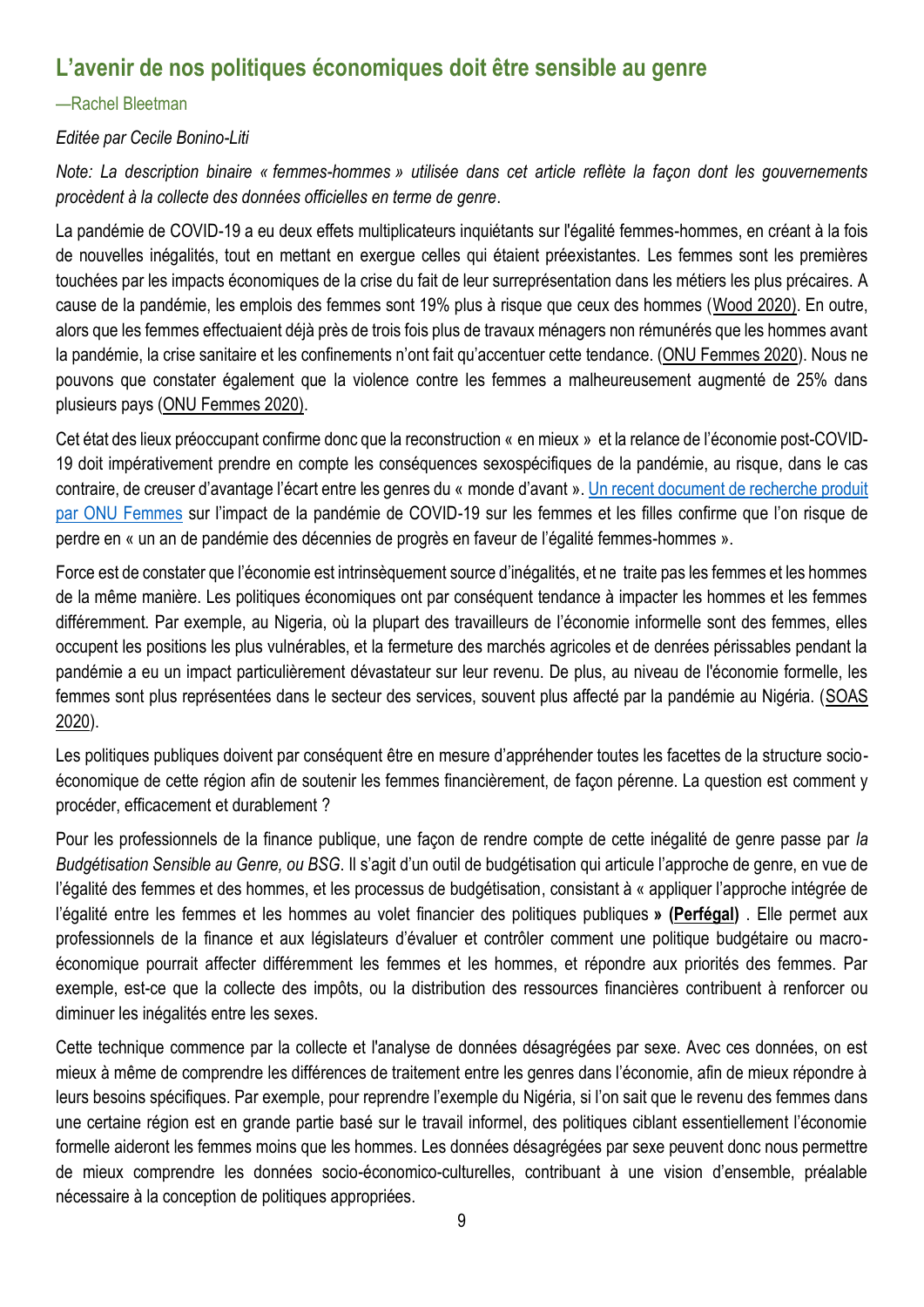## L'avenir de nos politiques économiques doit être sensible au genre

—Rachel Bleetman

*Editée par Cecile Bonino-Liti*

*Note: La description binaire « femmes-hommes » utilisée dans cet article reflète la façon dont les gouvernements procèdent à la collecte des données officielles en terme de genre.*

La pandémie de COVID-19 a eu deux effets multiplicateurs inquiétants sur l'égalité femmes-hommes, en créant à la fois de nouvelles inégalités, tout en mettant en exergue celles qui étaient préexistantes. Les femmes sont les premières touchées par les impacts économiques de la crise du fait de leur surreprésentation dans les métiers les plus précaires. A cause de la pandémie, les emplois des femmes sont 19% plus à risque que ceux des hommes (Wood 2020). En outre, alors que les femmes effectuaient déjà près de trois fois plus de travaux ménagers non rémunérés que les hommes avant la pandémie, la crise sanitaire et les confinements n'ont fait qu'accentuer cette tendance. (ONU Femmes 2020). Nous ne pouvons que constater également que la violence contre les femmes a malheureusement augmenté de 25% dans plusieurs pays (ONU Femmes 2020).

Cet état des lieux préoccupant confirme donc que la reconstruction « en mieux » et la relance de l'économie post-COVID-19 doit impérativement prendre en compte les conséquences sexospécifiques de la pandémie, au risque, dans le cas contraire, de creuser d'avantage l'écart entre les genres du « monde d'avant ». Un recent document de recherche produit par ONU Femmes sur l'impact de la pandémie de COVID-19 sur les femmes et les filles confirme que l'on risque de perdre en « un an de pandémie des décennies de progrès en faveur de l'égalité femmes-hommes ».

Force est de constater que l'économie est intrinsèquement source d'inégalités, et ne traite pas les femmes et les hommes de la même manière. Les politiques économiques ont par conséquent tendance à impacter les hommes et les femmes différemment. Par exemple, au Nigeria, où la plupart des travailleurs de l'économie informelle sont des femmes, elles occupent les positions les plus vulnérables, et la fermeture des marchés agricoles et de denrées périssables pendant la pandémie a eu un impact particulièrement dévastateur sur leur revenu. De plus, au niveau de l'économie formelle, les femmes sont plus représentées dans le secteur des services, souvent plus affecté par la pandémie au Nigéria. (SOAS 2020).

Les politiques publiques doivent par conséquent être en mesure d'appréhender toutes les facettes de la structure socio-économique de cette région afin de soutenir les femmes financièrement, de façon pérenne. La question est comment y procéder, efficacement et durablement ?

Pour les professionnels de la finance publique, une façon de rendre compte de cette inégalité de genre passe par *la Budgétisation Sensible au Genre, ou BSG*. Il s'agit d'un outil de budgétisation qui articule l'approche de genre, en vue de l'égalité des femmes et des hommes, et les processus de budgétisation, consistant à « appliquer l'approche intégrée de l'égalité entre les femmes et les hommes au volet financier des politiques publiques **» (Perfégal)** . Elle permet aux professionnels de la finance et aux législateurs d'évaluer et contrôler comment une politique budgétaire ou macro-économique pourrait affecter différemment les femmes et les hommes, et répondre aux priorités des femmes. Par exemple, est-ce que la collecte des impôts, ou la distribution des ressources financières contribuent à renforcer ou diminuer les inégalités entre les sexes.

Cette technique commence par la collecte et l'analyse de données désagrégées par sexe. Avec ces données, on est mieux à même de comprendre les différences de traitement entre les genres dans l'économie, afin de mieux répondre à leurs besoins spécifiques. Par exemple, pour reprendre l'exemple du Nigéria, si l'on sait que le revenu des femmes dans une certaine région est en grande partie basé sur le travail informel, des politiques ciblant essentiellement l'économie formelle aideront les femmes moins que les hommes. Les données désagrégées par sexe peuvent donc nous permettre de mieux comprendre les données socio-économico-culturelles, contribuant à une vision d'ensemble, préalable nécessaire à la conception de politiques appropriées.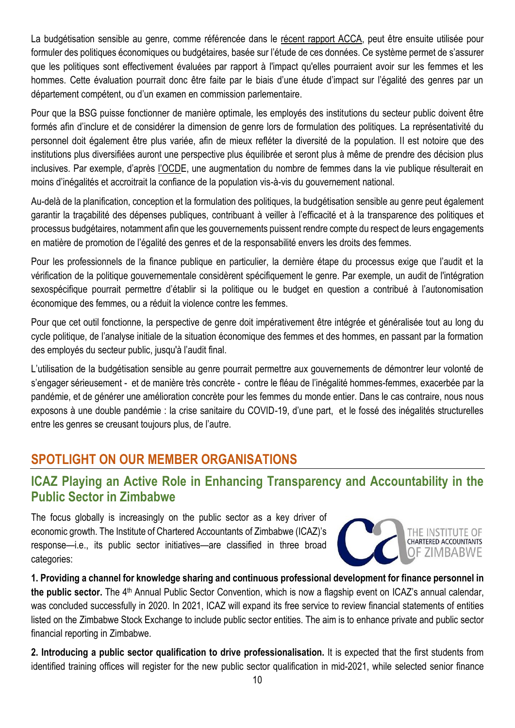La budgétisation sensible au genre, comme référencée dans le récent rapport ACCA, peut être ensuite utilisée pour formuler des politiques économiques ou budgétaires, basée sur l'étude de ces données. Ce système permet de s'assurer que les politiques sont effectivement évaluées par rapport à l'impact qu'elles pourraient avoir sur les femmes et les hommes. Cette évaluation pourrait donc être faite par le biais d'une étude d'impact sur l'égalité des genres par un département compétent, ou d'un examen en commission parlementaire.

Pour que la BSG puisse fonctionner de manière optimale, les employés des institutions du secteur public doivent être formés afin d'inclure et de considérer la dimension de genre lors de formulation des politiques. La représentativité du personnel doit également être plus variée, afin de mieux refléter la diversité de la population. Il est notoire que des institutions plus diversifiées auront une perspective plus équilibrée et seront plus à même de prendre des décision plus inclusives. Par exemple, d'après l'OCDE, une augmentation du nombre de femmes dans la vie publique résulterait en moins d'inégalités et accroitrait la confiance de la population vis-à-vis du gouvernement national.

Au-delà de la planification, conception et la formulation des politiques, la budgétisation sensible au genre peut également garantir la traçabilité des dépenses publiques, contribuant à veiller à l'efficacité et à la transparence des politiques et processus budgétaires, notamment afin que les gouvernements puissent rendre compte du respect de leurs engagements en matière de promotion de l'égalité des genres et de la responsabilité envers les droits des femmes.

Pour les professionnels de la finance publique en particulier, la dernière étape du processus exige que l'audit et la vérification de la politique gouvernementale considèrent spécifiquement le genre. Par exemple, un audit de l'intégration sexospécifique pourrait permettre d'établir si la politique ou le budget en question a contribué à l'autonomisation économique des femmes, ou a réduit la violence contre les femmes.

Pour que cet outil fonctionne, la perspective de genre doit impérativement être intégrée et généralisée tout au long du cycle politique, de l'analyse initiale de la situation économique des femmes et des hommes, en passant par la formation des employés du secteur public, jusqu'à l'audit final.

L'utilisation de la budgétisation sensible au genre pourrait permettre aux gouvernements de démontrer leur volonté de s'engager sérieusement - et de manière très concrète - contre le fléau de l'inégalité hommes-femmes, exacerbée par la pandémie, et de générer une amélioration concrète pour les femmes du monde entier. Dans le cas contraire, nous nous exposons à une double pandémie : la crise sanitaire du COVID-19, d'une part, et le fossé des inégalités structurelles entre les genres se creusant toujours plus, de l'autre.

## SPOTLIGHT ON OUR MEMBER ORGANISATIONS

### ICAZ Playing an Active Role in Enhancing Transparency and Accountability in the Public Sector in Zimbabwe

The focus globally is increasingly on the public sector as a key driver of economic growth. The Institute of Chartered Accountants of Zimbabwe (ICAZ)'s response—i.e., its public sector initiatives—are classified in three broad categories:

**1. Providing a channel for knowledge sharing and continuous professional development for finance personnel in the public sector.** The 4th Annual Public Sector Convention, which is now a flagship event on ICAZ's annual calendar, was concluded successfully in 2020. In 2021, ICAZ will expand its free service to review financial statements of entities listed on the Zimbabwe Stock Exchange to include public sector entities. The aim is to enhance private and public sector financial reporting in Zimbabwe.

**2. Introducing a public sector qualification to drive professionalisation.** It is expected that the first students from identified training offices will register for the new public sector qualification in mid-2021, while selected senior finance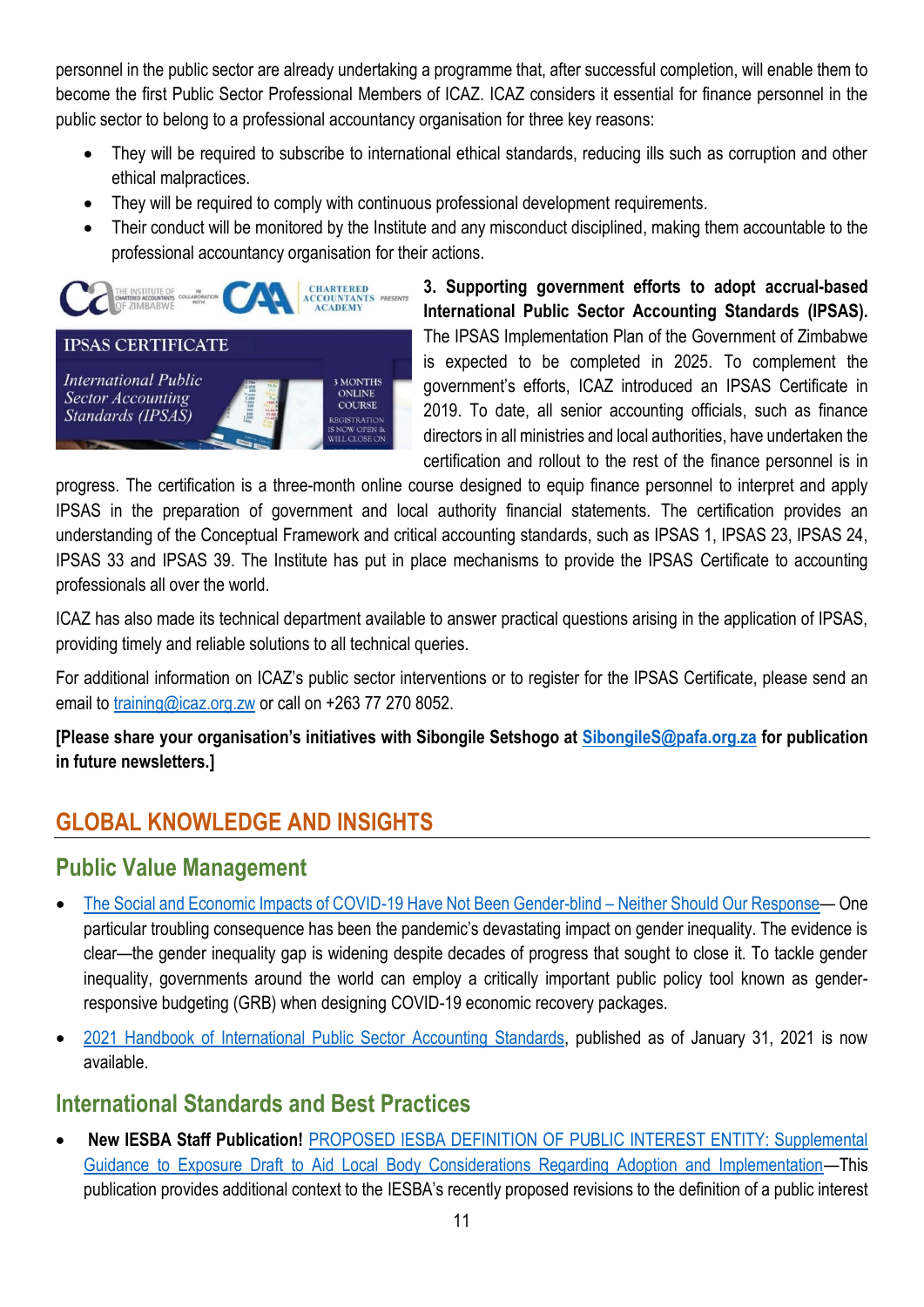personnel in the public sector are already undertaking a programme that, after successful completion, will enable them to become the first Public Sector Professional Members of ICAZ. ICAZ considers it essential for finance personnel in the public sector to belong to a professional accountancy organisation for three key reasons:

- They will be required to subscribe to international ethical standards, reducing ills such as corruption and other ethical malpractices.
- They will be required to comply with continuous professional development requirements.
- Their conduct will be monitored by the Institute and any misconduct disciplined, making them accountable to the professional accountancy organisation for their actions.

**3. Supporting government efforts to adopt accrual-based International Public Sector Accounting Standards (IPSAS).** The IPSAS Implementation Plan of the Government of Zimbabwe is expected to be completed in 2025. To complement the government's efforts, ICAZ introduced an IPSAS Certificate in 2019. To date, all senior accounting officials, such as finance directors in all ministries and local authorities, have undertaken the certification and rollout to the rest of the finance personnel is in progress. The certification is a three-month online course designed to equip finance personnel to interpret and apply IPSAS in the preparation of government and local authority financial statements. The certification provides an understanding of the Conceptual Framework and critical accounting standards, such as IPSAS 1, IPSAS 23, IPSAS 24, IPSAS 33 and IPSAS 39. The Institute has put in place mechanisms to provide the IPSAS Certificate to accounting professionals all over the world.

ICAZ has also made its technical department available to answer practical questions arising in the application of IPSAS, providing timely and reliable solutions to all technical queries.

For additional information on ICAZ's public sector interventions or to register for the IPSAS Certificate, please send an email to training@icaz.org.zw or call on +263 77 270 8052.

**[Please share your organisation's initiatives with Sibongile Setshogo at SibongileS@pafa.org.za for publication in future newsletters.]**

## GLOBAL KNOWLEDGE AND INSIGHTS

### Public Value Management

- The Social and Economic Impacts of COVID-19 Have Not Been Gender-blind – Neither Should Our Response— One particular troubling consequence has been the pandemic's devastating impact on gender inequality. The evidence is clear—the gender inequality gap is widening despite decades of progress that sought to close it. To tackle gender inequality, governments around the world can employ a critically important public policy tool known as gender-responsive budgeting (GRB) when designing COVID-19 economic recovery packages.
- 2021 Handbook of International Public Sector Accounting Standards, published as of January 31, 2021 is now available.

### International Standards and Best Practices

- **New IESBA Staff Publication!** PROPOSED IESBA DEFINITION OF PUBLIC INTEREST ENTITY: Supplemental Guidance to Exposure Draft to Aid Local Body Considerations Regarding Adoption and Implementation—This publication provides additional context to the IESBA's recently proposed revisions to the definition of a public interest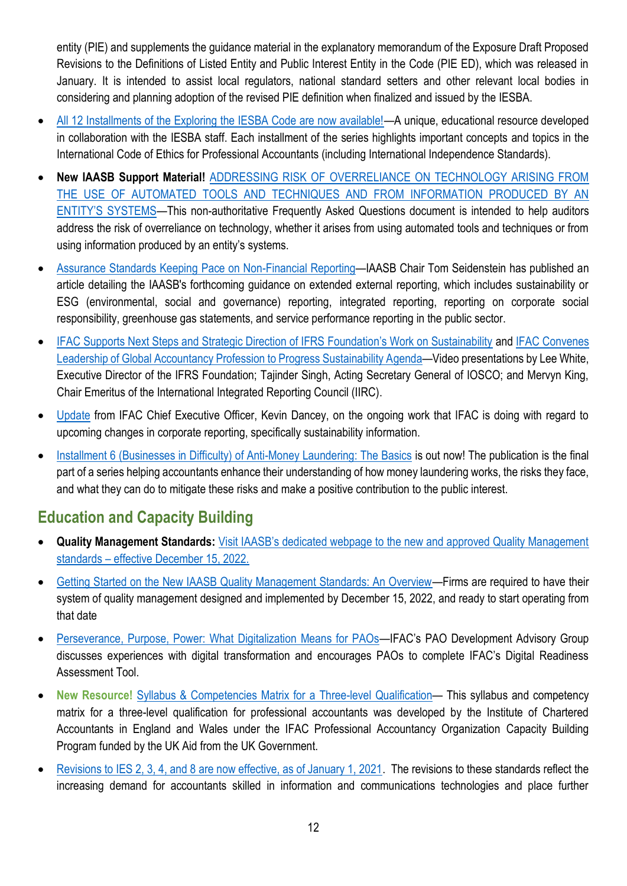entity (PIE) and supplements the guidance material in the explanatory memorandum of the Exposure Draft Proposed Revisions to the Definitions of Listed Entity and Public Interest Entity in the Code (PIE ED), which was released in January. It is intended to assist local regulators, national standard setters and other relevant local bodies in considering and planning adoption of the revised PIE definition when finalized and issued by the IESBA.

- All 12 Installments of the Exploring the IESBA Code are now available!—A unique, educational resource developed in collaboration with the IESBA staff. Each installment of the series highlights important concepts and topics in the International Code of Ethics for Professional Accountants (including International Independence Standards).
- **New IAASB Support Material!** ADDRESSING RISK OF OVERRELIANCE ON TECHNOLOGY ARISING FROM THE USE OF AUTOMATED TOOLS AND TECHNIQUES AND FROM INFORMATION PRODUCED BY AN ENTITY'S SYSTEMS—This non-authoritative Frequently Asked Questions document is intended to help auditors address the risk of overreliance on technology, whether it arises from using automated tools and techniques or from using information produced by an entity's systems.
- Assurance Standards Keeping Pace on Non-Financial Reporting—IAASB Chair Tom Seidenstein has published an article detailing the IAASB's forthcoming guidance on extended external reporting, which includes sustainability or ESG (environmental, social and governance) reporting, integrated reporting, reporting on corporate social responsibility, greenhouse gas statements, and service performance reporting in the public sector.
- IFAC Supports Next Steps and Strategic Direction of IFRS Foundation's Work on Sustainability and IFAC Convenes Leadership of Global Accountancy Profession to Progress Sustainability Agenda—Video presentations by Lee White, Executive Director of the IFRS Foundation; Tajinder Singh, Acting Secretary General of IOSCO; and Mervyn King, Chair Emeritus of the International Integrated Reporting Council (IIRC).
- Update from IFAC Chief Executive Officer, Kevin Dancey, on the ongoing work that IFAC is doing with regard to upcoming changes in corporate reporting, specifically sustainability information.
- Installment 6 (Businesses in Difficulty) of Anti-Money Laundering: The Basics is out now! The publication is the final part of a series helping accountants enhance their understanding of how money laundering works, the risks they face, and what they can do to mitigate these risks and make a positive contribution to the public interest.

## Education and Capacity Building

- **Quality Management Standards:** Visit IAASB's dedicated webpage to the new and approved Quality Management standards – effective December 15, 2022.
- Getting Started on the New IAASB Quality Management Standards: An Overview—Firms are required to have their system of quality management designed and implemented by December 15, 2022, and ready to start operating from that date
- Perseverance, Purpose, Power: What Digitalization Means for PAOs—IFAC's PAO Development Advisory Group discusses experiences with digital transformation and encourages PAOs to complete IFAC's Digital Readiness Assessment Tool.
- **New Resource!** Syllabus & Competencies Matrix for a Three-level Qualification— This syllabus and competency matrix for a three-level qualification for professional accountants was developed by the Institute of Chartered Accountants in England and Wales under the IFAC Professional Accountancy Organization Capacity Building Program funded by the UK Aid from the UK Government.
- Revisions to IES 2, 3, 4, and 8 are now effective, as of January 1, 2021. The revisions to these standards reflect the increasing demand for accountants skilled in information and communications technologies and place further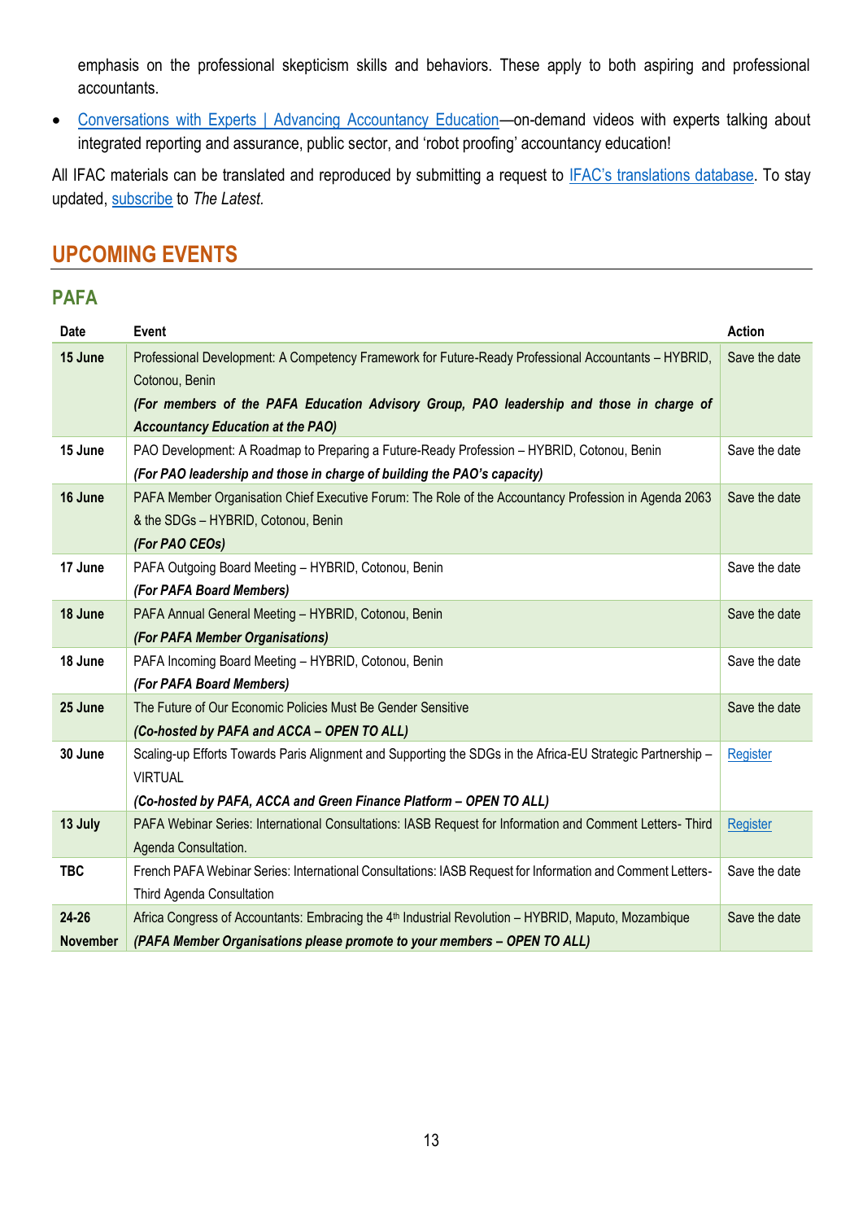emphasis on the professional skepticism skills and behaviors. These apply to both aspiring and professional accountants.

- Conversations with Experts | Advancing Accountancy Education—on-demand videos with experts talking about integrated reporting and assurance, public sector, and 'robot proofing' accountancy education!

All IFAC materials can be translated and reproduced by submitting a request to IFAC's translations database. To stay updated, subscribe to *The Latest*.

## UPCOMING EVENTS

### PAFA

| Date | Event | Action |
|---|---|---|
| **15 June** | Professional Development: A Competency Framework for Future-Ready Professional Accountants – HYBRID, Cotonou, Benin<br>***(For members of the PAFA Education Advisory Group, PAO leadership and those in charge of Accountancy Education at the PAO)*** | Save the date |
| **15 June** | PAO Development: A Roadmap to Preparing a Future-Ready Profession – HYBRID, Cotonou, Benin<br>***(For PAO leadership and those in charge of building the PAO's capacity)*** | Save the date |
| **16 June** | PAFA Member Organisation Chief Executive Forum: The Role of the Accountancy Profession in Agenda 2063 & the SDGs – HYBRID, Cotonou, Benin<br>***(For PAO CEOs)*** | Save the date |
| **17 June** | PAFA Outgoing Board Meeting – HYBRID, Cotonou, Benin<br>***(For PAFA Board Members)*** | Save the date |
| **18 June** | PAFA Annual General Meeting – HYBRID, Cotonou, Benin<br>***(For PAFA Member Organisations)*** | Save the date |
| **18 June** | PAFA Incoming Board Meeting – HYBRID, Cotonou, Benin<br>***(For PAFA Board Members)*** | Save the date |
| **25 June** | The Future of Our Economic Policies Must Be Gender Sensitive<br>***(Co-hosted by PAFA and ACCA – OPEN TO ALL)*** | Save the date |
| **30 June** | Scaling-up Efforts Towards Paris Alignment and Supporting the SDGs in the Africa-EU Strategic Partnership – VIRTUAL<br>***(Co-hosted by PAFA, ACCA and Green Finance Platform – OPEN TO ALL)*** | Register |
| **13 July** | PAFA Webinar Series: International Consultations: IASB Request for Information and Comment Letters- Third Agenda Consultation. | Register |
| **TBC** | French PAFA Webinar Series: International Consultations: IASB Request for Information and Comment Letters- Third Agenda Consultation | Save the date |
| **24-26 November** | Africa Congress of Accountants: Embracing the 4th Industrial Revolution – HYBRID, Maputo, Mozambique<br>***(PAFA Member Organisations please promote to your members – OPEN TO ALL)*** | Save the date |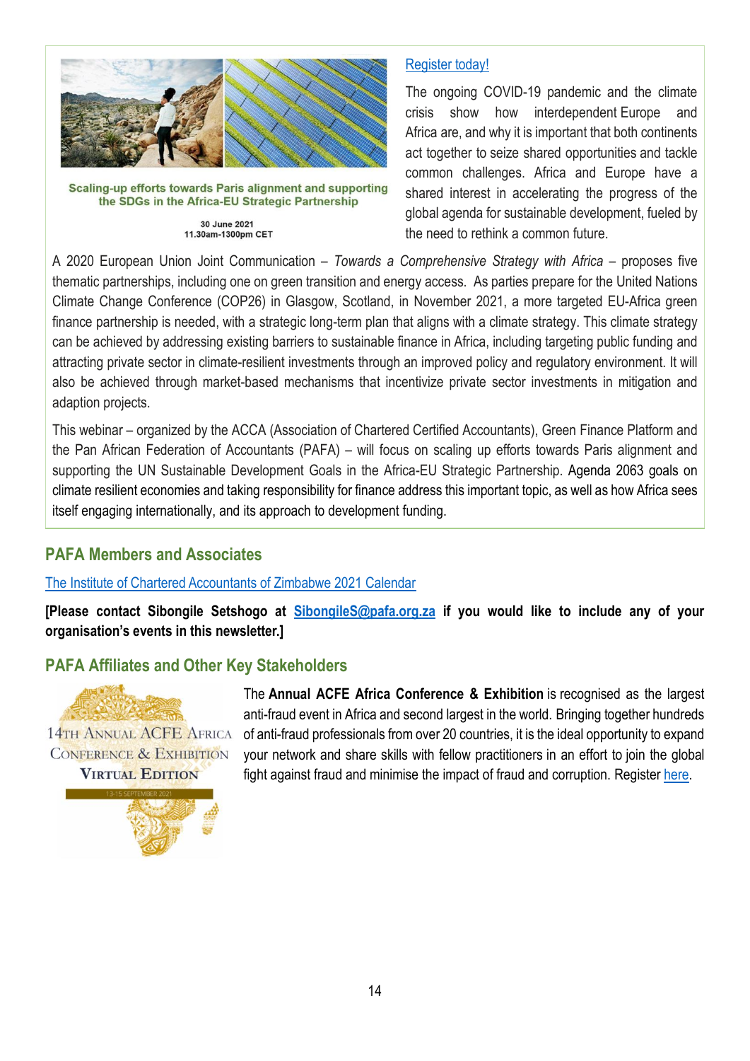Scaling-up efforts towards Paris alignment and supporting the SDGs in the Africa-EU Strategic Partnership

30 June 2021
11.30am-1300pm CET

Register today!

The ongoing COVID-19 pandemic and the climate crisis show how interdependent Europe and Africa are, and why it is important that both continents act together to seize shared opportunities and tackle common challenges. Africa and Europe have a shared interest in accelerating the progress of the global agenda for sustainable development, fueled by the need to rethink a common future.

A 2020 European Union Joint Communication – *Towards a Comprehensive Strategy with Africa* – proposes five thematic partnerships, including one on green transition and energy access. As parties prepare for the United Nations Climate Change Conference (COP26) in Glasgow, Scotland, in November 2021, a more targeted EU-Africa green finance partnership is needed, with a strategic long-term plan that aligns with a climate strategy. This climate strategy can be achieved by addressing existing barriers to sustainable finance in Africa, including targeting public funding and attracting private sector in climate-resilient investments through an improved policy and regulatory environment. It will also be achieved through market-based mechanisms that incentivize private sector investments in mitigation and adaption projects.

This webinar – organized by the ACCA (Association of Chartered Certified Accountants), Green Finance Platform and the Pan African Federation of Accountants (PAFA) – will focus on scaling up efforts towards Paris alignment and supporting the UN Sustainable Development Goals in the Africa-EU Strategic Partnership. Agenda 2063 goals on climate resilient economies and taking responsibility for finance address this important topic, as well as how Africa sees itself engaging internationally, and its approach to development funding.

## PAFA Members and Associates

The Institute of Chartered Accountants of Zimbabwe 2021 Calendar

**[Please contact Sibongile Setshogo at SibongileS@pafa.org.za if you would like to include any of your organisation's events in this newsletter.]**

## PAFA Affiliates and Other Key Stakeholders

14TH ANNUAL ACFE AFRICA CONFERENCE & EXHIBITION VIRTUAL EDITION
13-15 SEPTEMBER 2021

The **Annual ACFE Africa Conference & Exhibition** is recognised as the largest anti-fraud event in Africa and second largest in the world. Bringing together hundreds of anti-fraud professionals from over 20 countries, it is the ideal opportunity to expand your network and share skills with fellow practitioners in an effort to join the global fight against fraud and minimise the impact of fraud and corruption. Register here.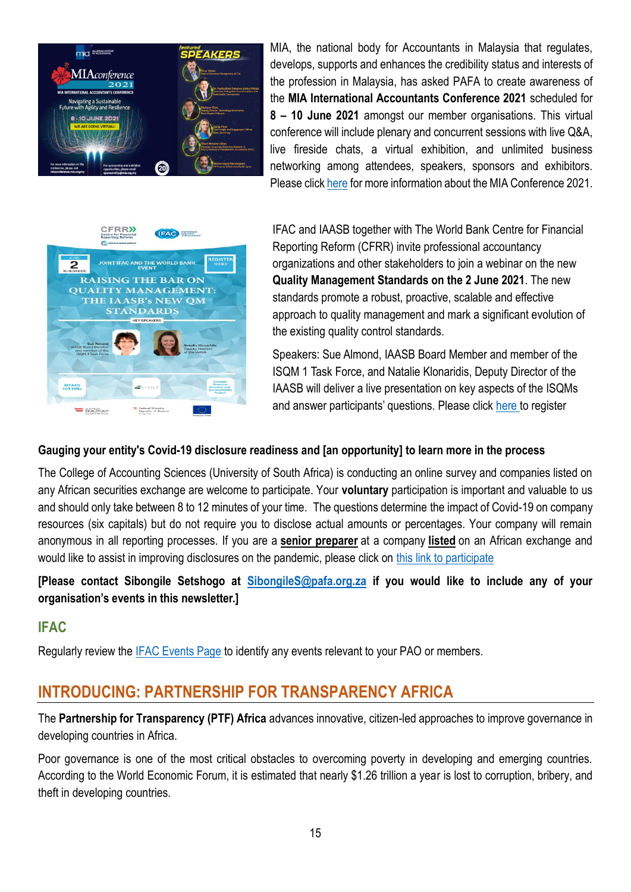MIA, the national body for Accountants in Malaysia that regulates, develops, supports and enhances the credibility status and interests of the profession in Malaysia, has asked PAFA to create awareness of the **MIA International Accountants Conference 2021** scheduled for **8 – 10 June 2021** amongst our member organisations. This virtual conference will include plenary and concurrent sessions with live Q&A, live fireside chats, a virtual exhibition, and unlimited business networking among attendees, speakers, sponsors and exhibitors. Please click here for more information about the MIA Conference 2021.

IFAC and IAASB together with The World Bank Centre for Financial Reporting Reform (CFRR) invite professional accountancy organizations and other stakeholders to join a webinar on the new **Quality Management Standards on the 2 June 2021**. The new standards promote a robust, proactive, scalable and effective approach to quality management and mark a significant evolution of the existing quality control standards.

Speakers: Sue Almond, IAASB Board Member and member of the ISQM 1 Task Force, and Natalie Klonaridis, Deputy Director of the IAASB will deliver a live presentation on key aspects of the ISQMs and answer participants' questions. Please click here to register

**Gauging your entity's Covid-19 disclosure readiness and [an opportunity] to learn more in the process**

The College of Accounting Sciences (University of South Africa) is conducting an online survey and companies listed on any African securities exchange are welcome to participate. Your **voluntary** participation is important and valuable to us and should only take between 8 to 12 minutes of your time. The questions determine the impact of Covid-19 on company resources (six capitals) but do not require you to disclose actual amounts or percentages. Your company will remain anonymous in all reporting processes. If you are a **senior preparer** at a company **listed** on an African exchange and would like to assist in improving disclosures on the pandemic, please click on this link to participate

**[Please contact Sibongile Setshogo at SibongileS@pafa.org.za if you would like to include any of your organisation's events in this newsletter.]**

## IFAC

Regularly review the IFAC Events Page to identify any events relevant to your PAO or members.

## INTRODUCING: PARTNERSHIP FOR TRANSPARENCY AFRICA

The **Partnership for Transparency (PTF) Africa** advances innovative, citizen-led approaches to improve governance in developing countries in Africa.

Poor governance is one of the most critical obstacles to overcoming poverty in developing and emerging countries. According to the World Economic Forum, it is estimated that nearly $1.26 trillion a year is lost to corruption, bribery, and theft in developing countries.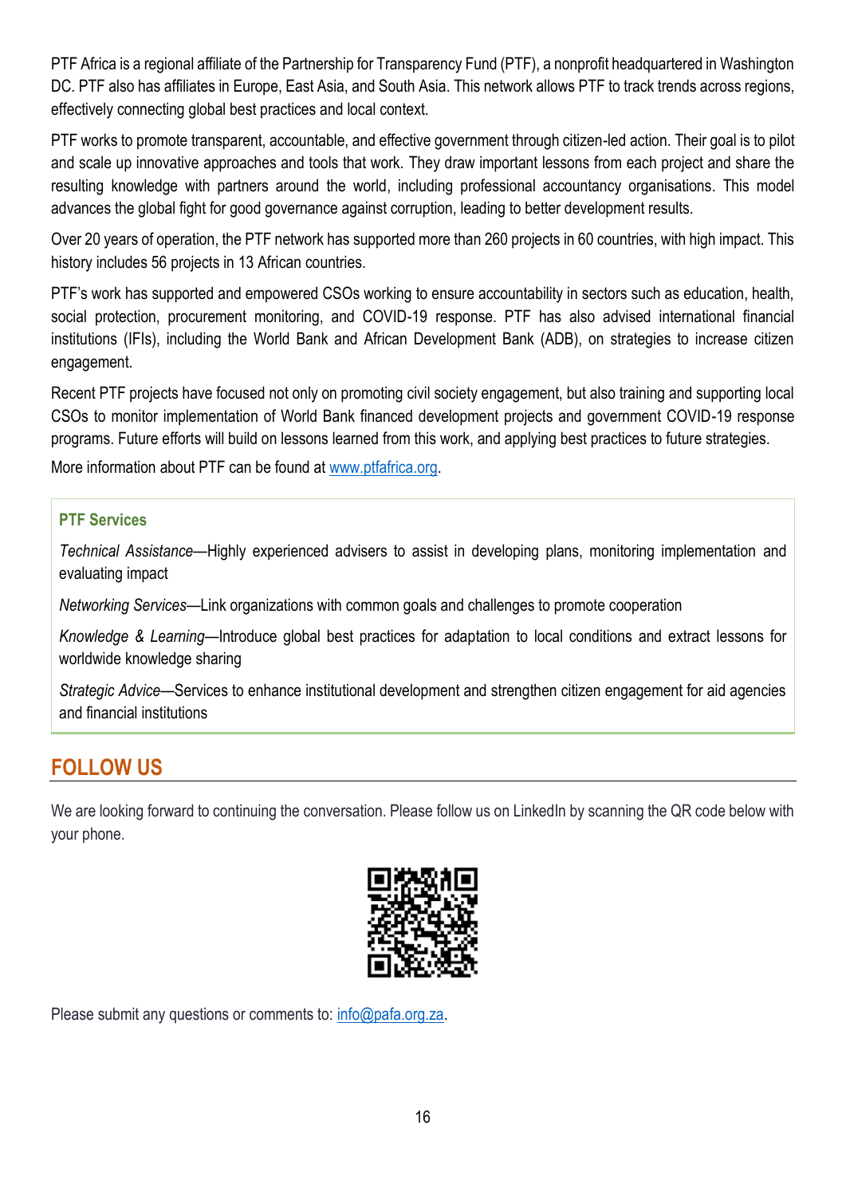PTF Africa is a regional affiliate of the Partnership for Transparency Fund (PTF), a nonprofit headquartered in Washington DC. PTF also has affiliates in Europe, East Asia, and South Asia. This network allows PTF to track trends across regions, effectively connecting global best practices and local context.

PTF works to promote transparent, accountable, and effective government through citizen-led action. Their goal is to pilot and scale up innovative approaches and tools that work. They draw important lessons from each project and share the resulting knowledge with partners around the world, including professional accountancy organisations. This model advances the global fight for good governance against corruption, leading to better development results.

Over 20 years of operation, the PTF network has supported more than 260 projects in 60 countries, with high impact. This history includes 56 projects in 13 African countries.

PTF's work has supported and empowered CSOs working to ensure accountability in sectors such as education, health, social protection, procurement monitoring, and COVID-19 response. PTF has also advised international financial institutions (IFIs), including the World Bank and African Development Bank (ADB), on strategies to increase citizen engagement.

Recent PTF projects have focused not only on promoting civil society engagement, but also training and supporting local CSOs to monitor implementation of World Bank financed development projects and government COVID-19 response programs. Future efforts will build on lessons learned from this work, and applying best practices to future strategies.

More information about PTF can be found at www.ptfafrica.org.

**PTF Services**

*Technical Assistance*—Highly experienced advisers to assist in developing plans, monitoring implementation and evaluating impact

*Networking Services*—Link organizations with common goals and challenges to promote cooperation

*Knowledge & Learning*—Introduce global best practices for adaptation to local conditions and extract lessons for worldwide knowledge sharing

*Strategic Advice*—Services to enhance institutional development and strengthen citizen engagement for aid agencies and financial institutions

## FOLLOW US

We are looking forward to continuing the conversation. Please follow us on LinkedIn by scanning the QR code below with your phone.

Please submit any questions or comments to: info@pafa.org.za.